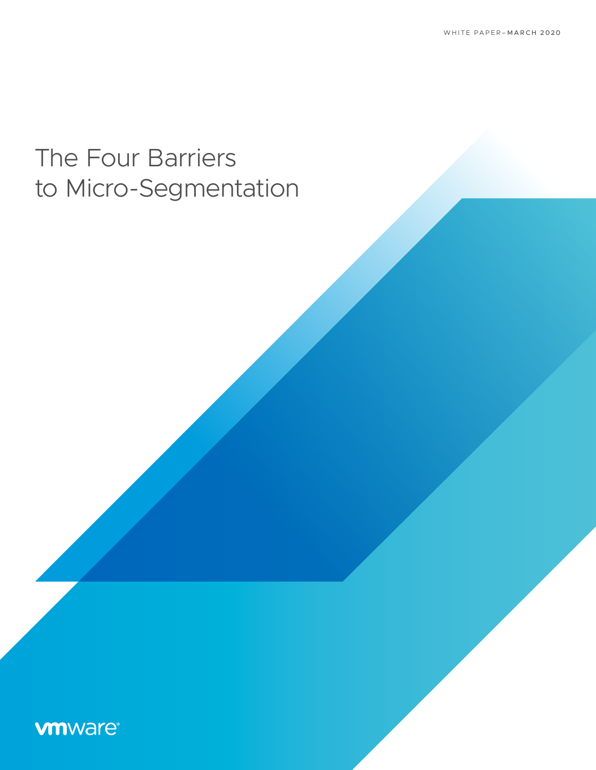WHITE PAPER–MARCH 2020

# The Four Barriers to Micro-Segmentation

vmware®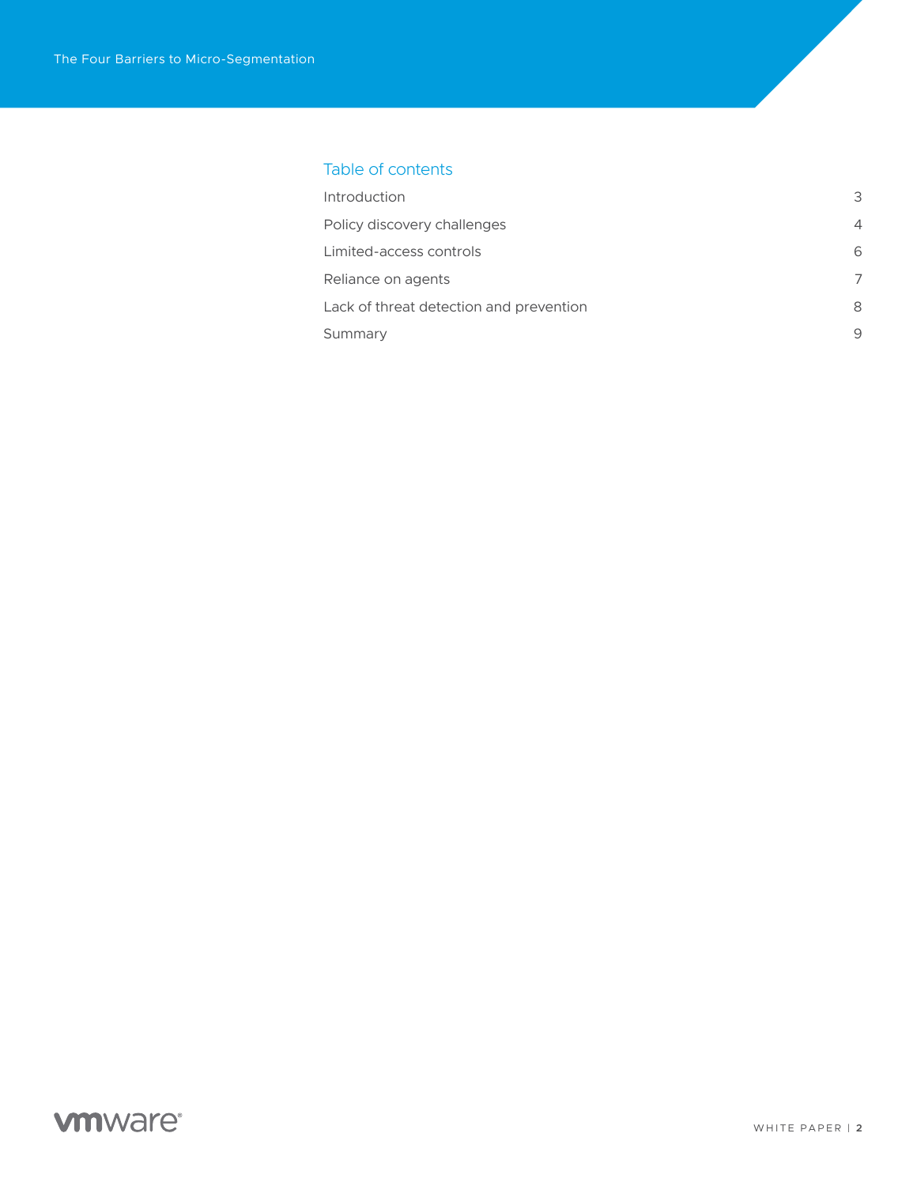## Table of contents

| | |
|---|---|
| Introduction | 3 |
| Policy discovery challenges | 4 |
| Limited-access controls | 6 |
| Reliance on agents | 7 |
| Lack of threat detection and prevention | 8 |
| Summary | 9 |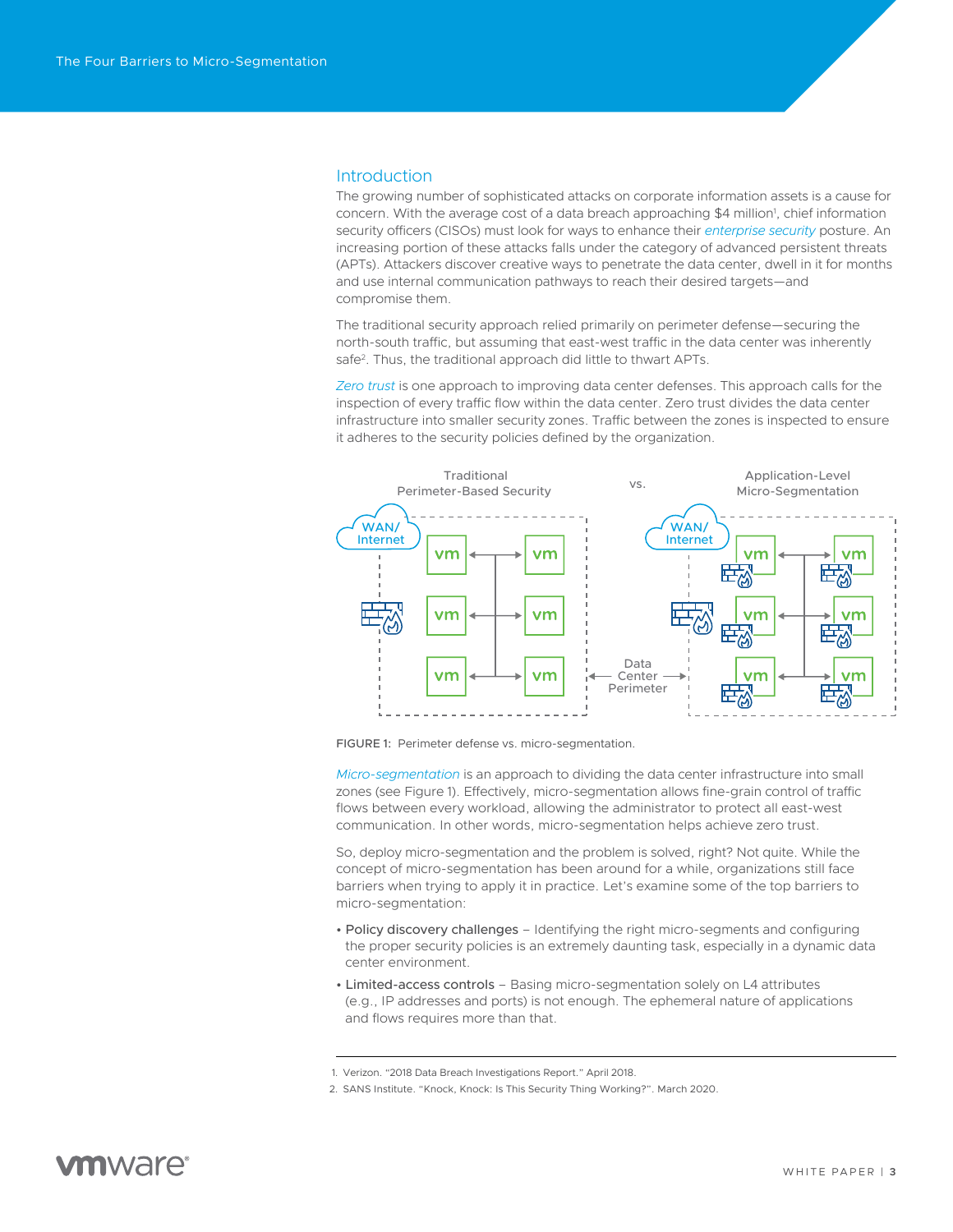## Introduction

The growing number of sophisticated attacks on corporate information assets is a cause for concern. With the average cost of a data breach approaching $4 million[1], chief information security officers (CISOs) must look for ways to enhance their *enterprise security* posture. An increasing portion of these attacks falls under the category of advanced persistent threats (APTs). Attackers discover creative ways to penetrate the data center, dwell in it for months and use internal communication pathways to reach their desired targets—and compromise them.

The traditional security approach relied primarily on perimeter defense—securing the north-south traffic, but assuming that east-west traffic in the data center was inherently safe[2]. Thus, the traditional approach did little to thwart APTs.

*Zero trust* is one approach to improving data center defenses. This approach calls for the inspection of every traffic flow within the data center. Zero trust divides the data center infrastructure into smaller security zones. Traffic between the zones is inspected to ensure it adheres to the security policies defined by the organization.

FIGURE 1: Perimeter defense vs. micro-segmentation.

*Micro-segmentation* is an approach to dividing the data center infrastructure into small zones (see Figure 1). Effectively, micro-segmentation allows fine-grain control of traffic flows between every workload, allowing the administrator to protect all east-west communication. In other words, micro-segmentation helps achieve zero trust.

So, deploy micro-segmentation and the problem is solved, right? Not quite. While the concept of micro-segmentation has been around for a while, organizations still face barriers when trying to apply it in practice. Let's examine some of the top barriers to micro-segmentation:

- Policy discovery challenges – Identifying the right micro-segments and configuring the proper security policies is an extremely daunting task, especially in a dynamic data center environment.
- Limited-access controls – Basing micro-segmentation solely on L4 attributes (e.g., IP addresses and ports) is not enough. The ephemeral nature of applications and flows requires more than that.

1. Verizon. "2018 Data Breach Investigations Report." April 2018.
2. SANS Institute. "Knock, Knock: Is This Security Thing Working?". March 2020.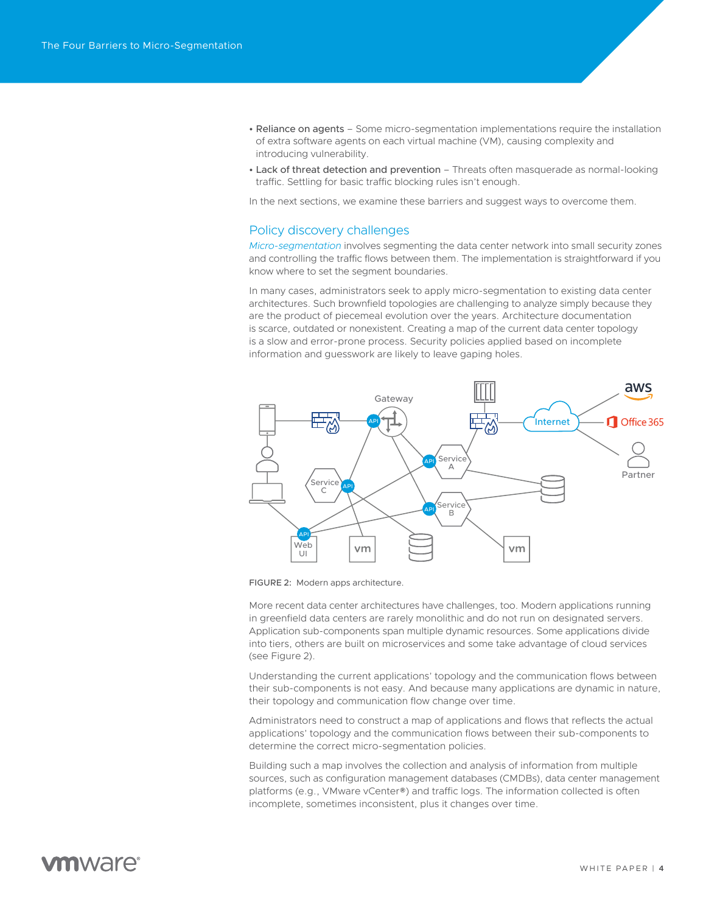- **Reliance on agents** – Some micro-segmentation implementations require the installation of extra software agents on each virtual machine (VM), causing complexity and introducing vulnerability.
- **Lack of threat detection and prevention** – Threats often masquerade as normal-looking traffic. Settling for basic traffic blocking rules isn't enough.

In the next sections, we examine these barriers and suggest ways to overcome them.

## Policy discovery challenges

*Micro-segmentation* involves segmenting the data center network into small security zones and controlling the traffic flows between them. The implementation is straightforward if you know where to set the segment boundaries.

In many cases, administrators seek to apply micro-segmentation to existing data center architectures. Such brownfield topologies are challenging to analyze simply because they are the product of piecemeal evolution over the years. Architecture documentation is scarce, outdated or nonexistent. Creating a map of the current data center topology is a slow and error-prone process. Security policies applied based on incomplete information and guesswork are likely to leave gaping holes.

FIGURE 2: Modern apps architecture.

More recent data center architectures have challenges, too. Modern applications running in greenfield data centers are rarely monolithic and do not run on designated servers. Application sub-components span multiple dynamic resources. Some applications divide into tiers, others are built on microservices and some take advantage of cloud services (see Figure 2).

Understanding the current applications' topology and the communication flows between their sub-components is not easy. And because many applications are dynamic in nature, their topology and communication flow change over time.

Administrators need to construct a map of applications and flows that reflects the actual applications' topology and the communication flows between their sub-components to determine the correct micro-segmentation policies.

Building such a map involves the collection and analysis of information from multiple sources, such as configuration management databases (CMDBs), data center management platforms (e.g., VMware vCenter®) and traffic logs. The information collected is often incomplete, sometimes inconsistent, plus it changes over time.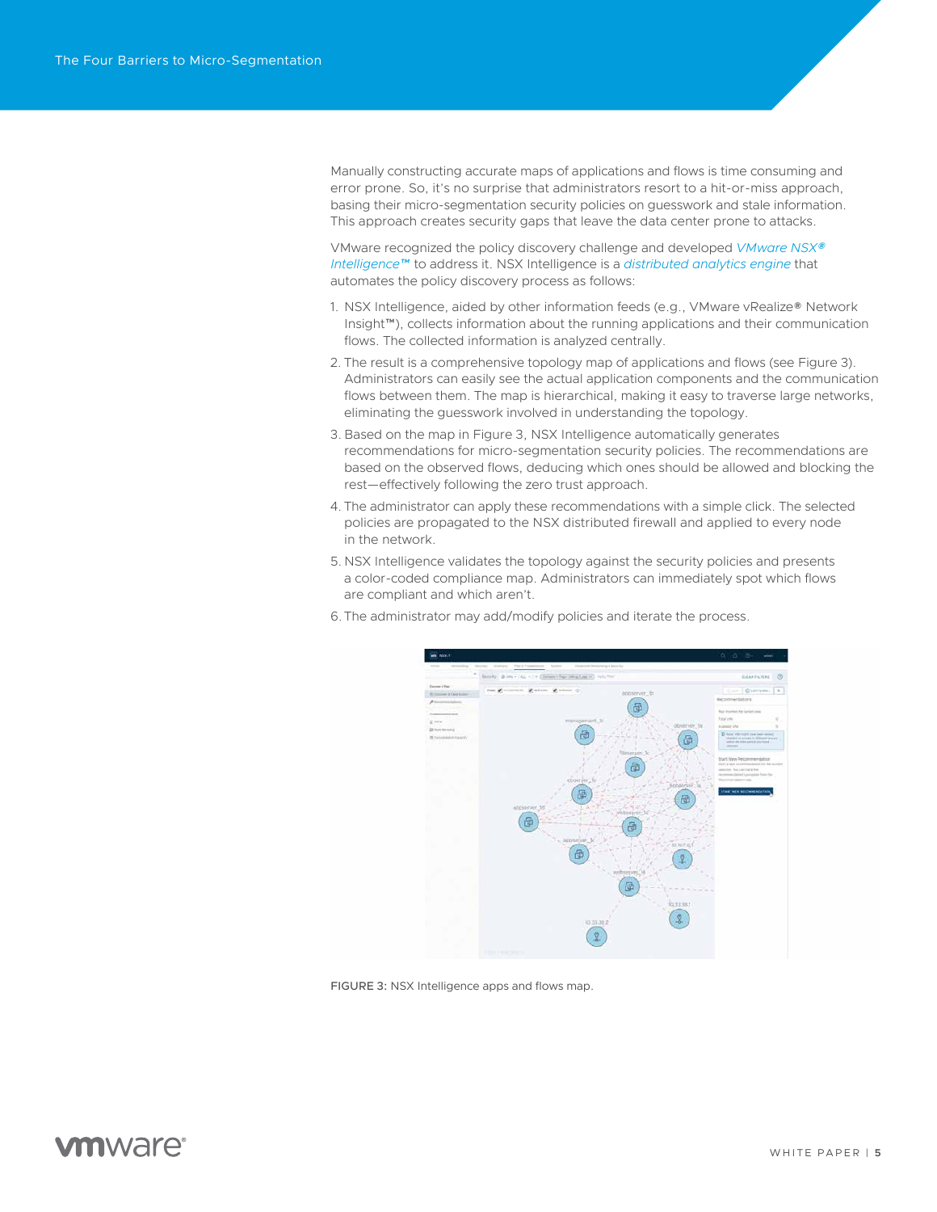Manually constructing accurate maps of applications and flows is time consuming and error prone. So, it's no surprise that administrators resort to a hit-or-miss approach, basing their micro-segmentation security policies on guesswork and stale information. This approach creates security gaps that leave the data center prone to attacks.

VMware recognized the policy discovery challenge and developed *VMware NSX® Intelligence™* to address it. NSX Intelligence is a *distributed analytics engine* that automates the policy discovery process as follows:

1. NSX Intelligence, aided by other information feeds (e.g., VMware vRealize® Network Insight™), collects information about the running applications and their communication flows. The collected information is analyzed centrally.
2. The result is a comprehensive topology map of applications and flows (see Figure 3). Administrators can easily see the actual application components and the communication flows between them. The map is hierarchical, making it easy to traverse large networks, eliminating the guesswork involved in understanding the topology.
3. Based on the map in Figure 3, NSX Intelligence automatically generates recommendations for micro-segmentation security policies. The recommendations are based on the observed flows, deducing which ones should be allowed and blocking the rest—effectively following the zero trust approach.
4. The administrator can apply these recommendations with a simple click. The selected policies are propagated to the NSX distributed firewall and applied to every node in the network.
5. NSX Intelligence validates the topology against the security policies and presents a color-coded compliance map. Administrators can immediately spot which flows are compliant and which aren't.
6. The administrator may add/modify policies and iterate the process.

FIGURE 3: NSX Intelligence apps and flows map.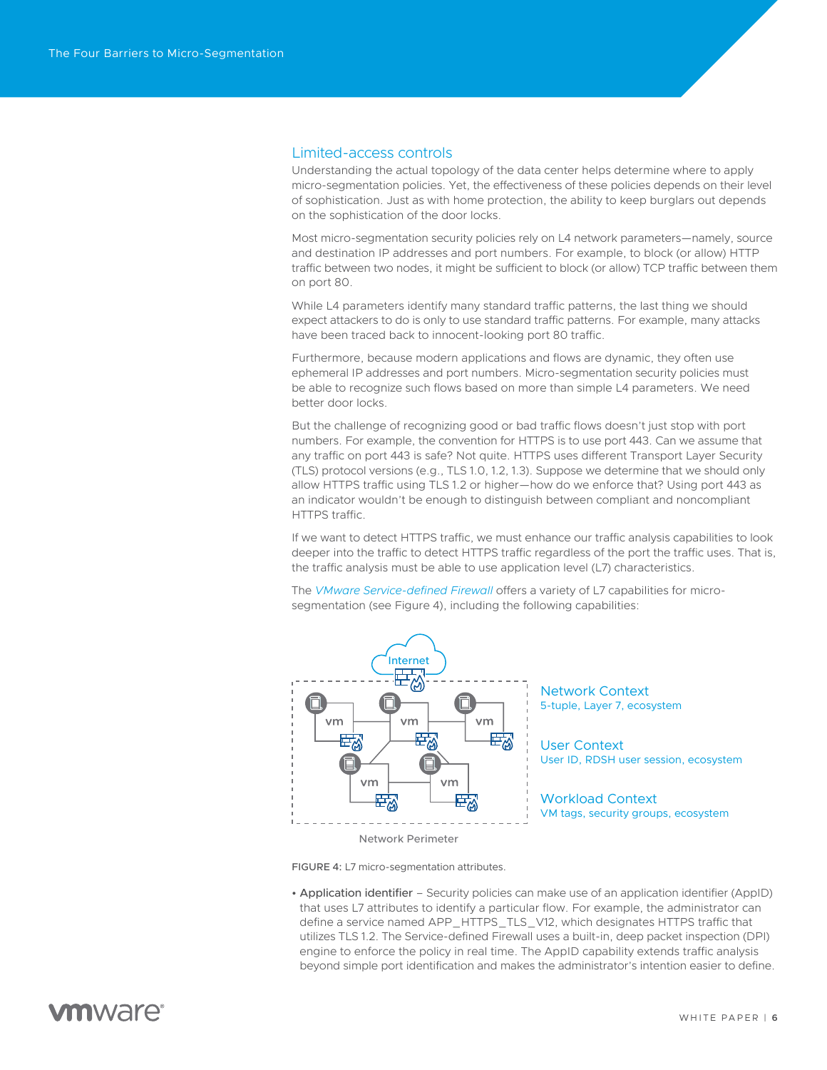## Limited-access controls

Understanding the actual topology of the data center helps determine where to apply micro-segmentation policies. Yet, the effectiveness of these policies depends on their level of sophistication. Just as with home protection, the ability to keep burglars out depends on the sophistication of the door locks.

Most micro-segmentation security policies rely on L4 network parameters—namely, source and destination IP addresses and port numbers. For example, to block (or allow) HTTP traffic between two nodes, it might be sufficient to block (or allow) TCP traffic between them on port 80.

While L4 parameters identify many standard traffic patterns, the last thing we should expect attackers to do is only to use standard traffic patterns. For example, many attacks have been traced back to innocent-looking port 80 traffic.

Furthermore, because modern applications and flows are dynamic, they often use ephemeral IP addresses and port numbers. Micro-segmentation security policies must be able to recognize such flows based on more than simple L4 parameters. We need better door locks.

But the challenge of recognizing good or bad traffic flows doesn't just stop with port numbers. For example, the convention for HTTPS is to use port 443. Can we assume that any traffic on port 443 is safe? Not quite. HTTPS uses different Transport Layer Security (TLS) protocol versions (e.g., TLS 1.0, 1.2, 1.3). Suppose we determine that we should only allow HTTPS traffic using TLS 1.2 or higher—how do we enforce that? Using port 443 as an indicator wouldn't be enough to distinguish between compliant and noncompliant HTTPS traffic.

If we want to detect HTTPS traffic, we must enhance our traffic analysis capabilities to look deeper into the traffic to detect HTTPS traffic regardless of the port the traffic uses. That is, the traffic analysis must be able to use application level (L7) characteristics.

The *VMware Service-defined Firewall* offers a variety of L7 capabilities for micro-segmentation (see Figure 4), including the following capabilities:

Internet

Network Perimeter

**Network Context**
5-tuple, Layer 7, ecosystem

**User Context**
User ID, RDSH user session, ecosystem

**Workload Context**
VM tags, security groups, ecosystem

FIGURE 4: L7 micro-segmentation attributes.

- **Application identifier** – Security policies can make use of an application identifier (AppID) that uses L7 attributes to identify a particular flow. For example, the administrator can define a service named APP_HTTPS_TLS_V12, which designates HTTPS traffic that utilizes TLS 1.2. The Service-defined Firewall uses a built-in, deep packet inspection (DPI) engine to enforce the policy in real time. The AppID capability extends traffic analysis beyond simple port identification and makes the administrator's intention easier to define.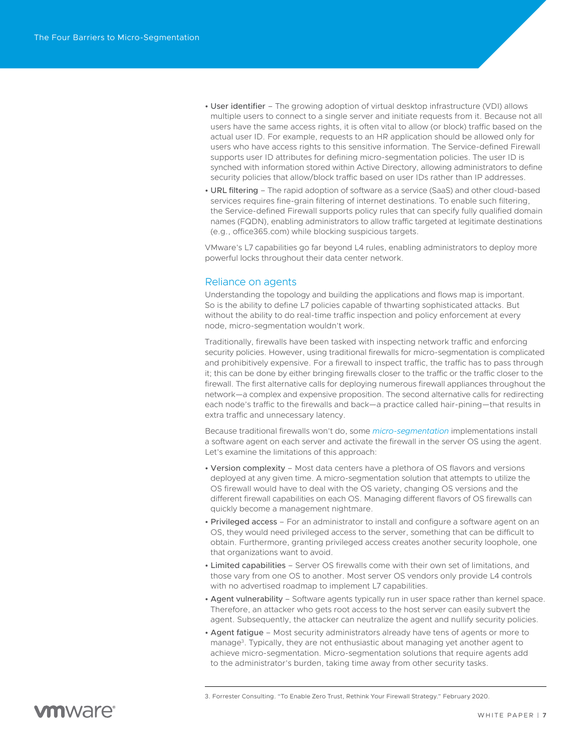- **User identifier** – The growing adoption of virtual desktop infrastructure (VDI) allows multiple users to connect to a single server and initiate requests from it. Because not all users have the same access rights, it is often vital to allow (or block) traffic based on the actual user ID. For example, requests to an HR application should be allowed only for users who have access rights to this sensitive information. The Service-defined Firewall supports user ID attributes for defining micro-segmentation policies. The user ID is synched with information stored within Active Directory, allowing administrators to define security policies that allow/block traffic based on user IDs rather than IP addresses.
- **URL filtering** – The rapid adoption of software as a service (SaaS) and other cloud-based services requires fine-grain filtering of internet destinations. To enable such filtering, the Service-defined Firewall supports policy rules that can specify fully qualified domain names (FQDN), enabling administrators to allow traffic targeted at legitimate destinations (e.g., office365.com) while blocking suspicious targets.

VMware's L7 capabilities go far beyond L4 rules, enabling administrators to deploy more powerful locks throughout their data center network.

## Reliance on agents

Understanding the topology and building the applications and flows map is important. So is the ability to define L7 policies capable of thwarting sophisticated attacks. But without the ability to do real-time traffic inspection and policy enforcement at every node, micro-segmentation wouldn't work.

Traditionally, firewalls have been tasked with inspecting network traffic and enforcing security policies. However, using traditional firewalls for micro-segmentation is complicated and prohibitively expensive. For a firewall to inspect traffic, the traffic has to pass through it; this can be done by either bringing firewalls closer to the traffic or the traffic closer to the firewall. The first alternative calls for deploying numerous firewall appliances throughout the network—a complex and expensive proposition. The second alternative calls for redirecting each node's traffic to the firewalls and back—a practice called hair-pining—that results in extra traffic and unnecessary latency.

Because traditional firewalls won't do, some *micro-segmentation* implementations install a software agent on each server and activate the firewall in the server OS using the agent. Let's examine the limitations of this approach:

- **Version complexity** – Most data centers have a plethora of OS flavors and versions deployed at any given time. A micro-segmentation solution that attempts to utilize the OS firewall would have to deal with the OS variety, changing OS versions and the different firewall capabilities on each OS. Managing different flavors of OS firewalls can quickly become a management nightmare.
- **Privileged access** – For an administrator to install and configure a software agent on an OS, they would need privileged access to the server, something that can be difficult to obtain. Furthermore, granting privileged access creates another security loophole, one that organizations want to avoid.
- **Limited capabilities** – Server OS firewalls come with their own set of limitations, and those vary from one OS to another. Most server OS vendors only provide L4 controls with no advertised roadmap to implement L7 capabilities.
- **Agent vulnerability** – Software agents typically run in user space rather than kernel space. Therefore, an attacker who gets root access to the host server can easily subvert the agent. Subsequently, the attacker can neutralize the agent and nullify security policies.
- **Agent fatigue** – Most security administrators already have tens of agents or more to manage[3]. Typically, they are not enthusiastic about managing yet another agent to achieve micro-segmentation. Micro-segmentation solutions that require agents add to the administrator's burden, taking time away from other security tasks.

---

3. Forrester Consulting. "To Enable Zero Trust, Rethink Your Firewall Strategy." February 2020.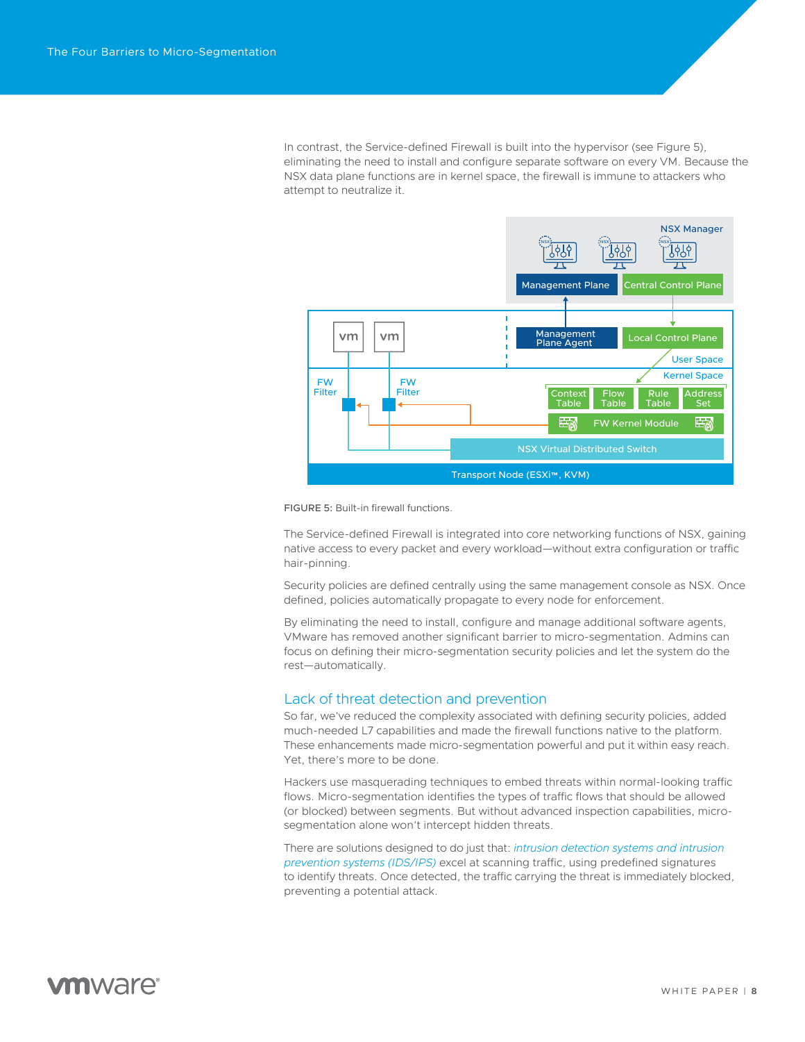In contrast, the Service-defined Firewall is built into the hypervisor (see Figure 5), eliminating the need to install and configure separate software on every VM. Because the NSX data plane functions are in kernel space, the firewall is immune to attackers who attempt to neutralize it.

FIGURE 5: Built-in firewall functions.

The Service-defined Firewall is integrated into core networking functions of NSX, gaining native access to every packet and every workload—without extra configuration or traffic hair-pinning.

Security policies are defined centrally using the same management console as NSX. Once defined, policies automatically propagate to every node for enforcement.

By eliminating the need to install, configure and manage additional software agents, VMware has removed another significant barrier to micro-segmentation. Admins can focus on defining their micro-segmentation security policies and let the system do the rest—automatically.

## Lack of threat detection and prevention

So far, we've reduced the complexity associated with defining security policies, added much-needed L7 capabilities and made the firewall functions native to the platform. These enhancements made micro-segmentation powerful and put it within easy reach. Yet, there's more to be done.

Hackers use masquerading techniques to embed threats within normal-looking traffic flows. Micro-segmentation identifies the types of traffic flows that should be allowed (or blocked) between segments. But without advanced inspection capabilities, micro-segmentation alone won't intercept hidden threats.

There are solutions designed to do just that: *intrusion detection systems and intrusion prevention systems (IDS/IPS)* excel at scanning traffic, using predefined signatures to identify threats. Once detected, the traffic carrying the threat is immediately blocked, preventing a potential attack.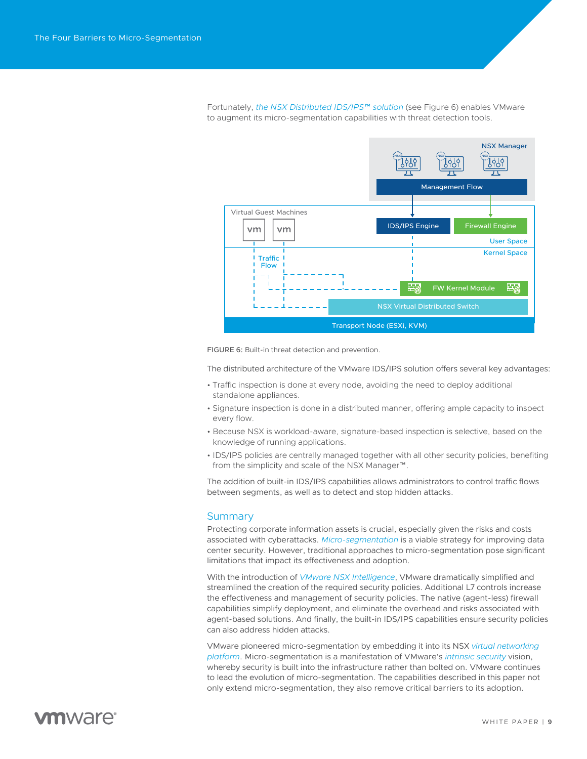Fortunately, *the NSX Distributed IDS/IPS™ solution* (see Figure 6) enables VMware to augment its micro-segmentation capabilities with threat detection tools.

FIGURE 6: Built-in threat detection and prevention.

The distributed architecture of the VMware IDS/IPS solution offers several key advantages:

- Traffic inspection is done at every node, avoiding the need to deploy additional standalone appliances.
- Signature inspection is done in a distributed manner, offering ample capacity to inspect every flow.
- Because NSX is workload-aware, signature-based inspection is selective, based on the knowledge of running applications.
- IDS/IPS policies are centrally managed together with all other security policies, benefiting from the simplicity and scale of the NSX Manager™.

The addition of built-in IDS/IPS capabilities allows administrators to control traffic flows between segments, as well as to detect and stop hidden attacks.

## Summary

Protecting corporate information assets is crucial, especially given the risks and costs associated with cyberattacks. *Micro-segmentation* is a viable strategy for improving data center security. However, traditional approaches to micro-segmentation pose significant limitations that impact its effectiveness and adoption.

With the introduction of *VMware NSX Intelligence*, VMware dramatically simplified and streamlined the creation of the required security policies. Additional L7 controls increase the effectiveness and management of security policies. The native (agent-less) firewall capabilities simplify deployment, and eliminate the overhead and risks associated with agent-based solutions. And finally, the built-in IDS/IPS capabilities ensure security policies can also address hidden attacks.

VMware pioneered micro-segmentation by embedding it into its NSX *virtual networking platform*. Micro-segmentation is a manifestation of VMware's *intrinsic security* vision, whereby security is built into the infrastructure rather than bolted on. VMware continues to lead the evolution of micro-segmentation. The capabilities described in this paper not only extend micro-segmentation, they also remove critical barriers to its adoption.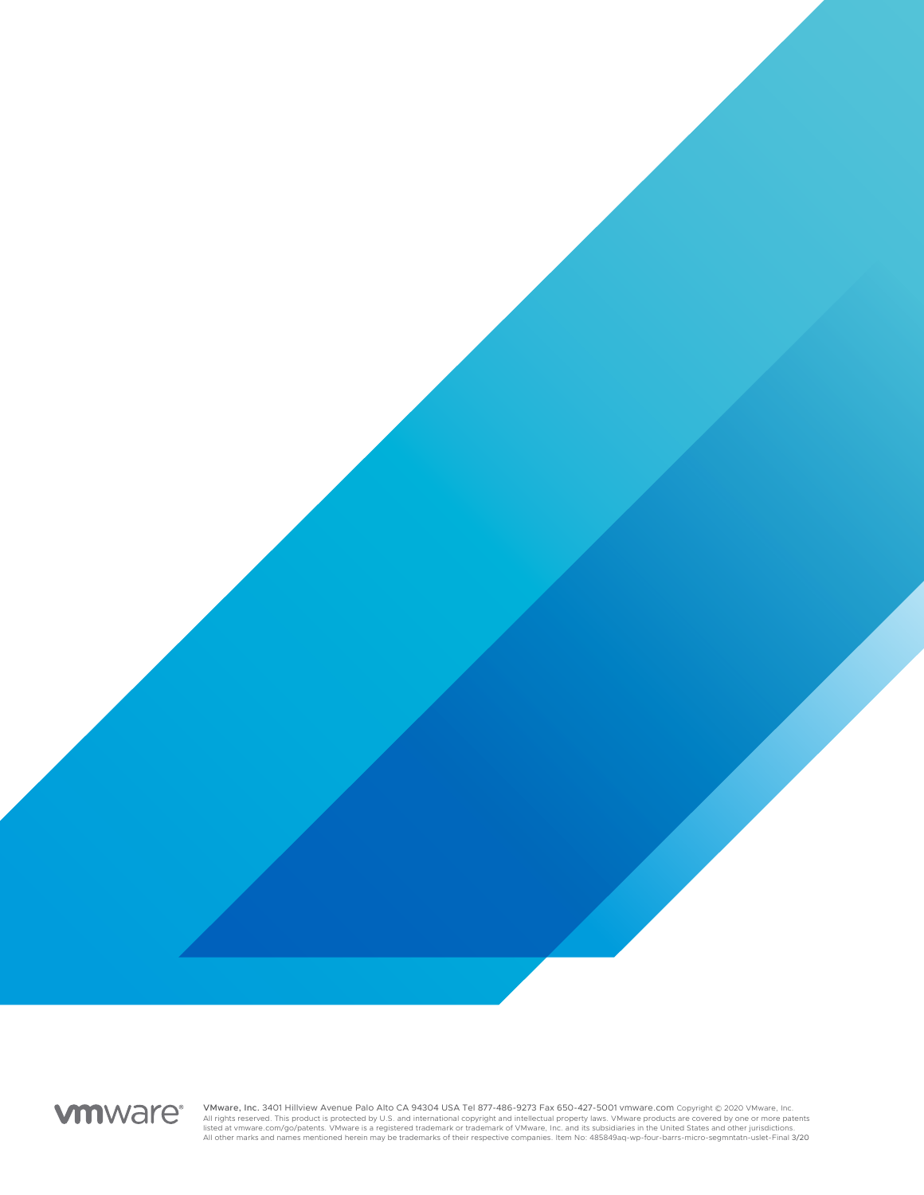vmware®

VMware, Inc. 3401 Hillview Avenue Palo Alto CA 94304 USA Tel 877-486-9273 Fax 650-427-5001 vmware.com Copyright © 2020 VMware, Inc. All rights reserved. This product is protected by U.S. and international copyright and intellectual property laws. VMware products are covered by one or more patents listed at vmware.com/go/patents. VMware is a registered trademark or trademark of VMware, Inc. and its subsidiaries in the United States and other jurisdictions. All other marks and names mentioned herein may be trademarks of their respective companies. Item No: 485849aq-wp-four-barrs-micro-segmntatn-uslet-Final 3/20